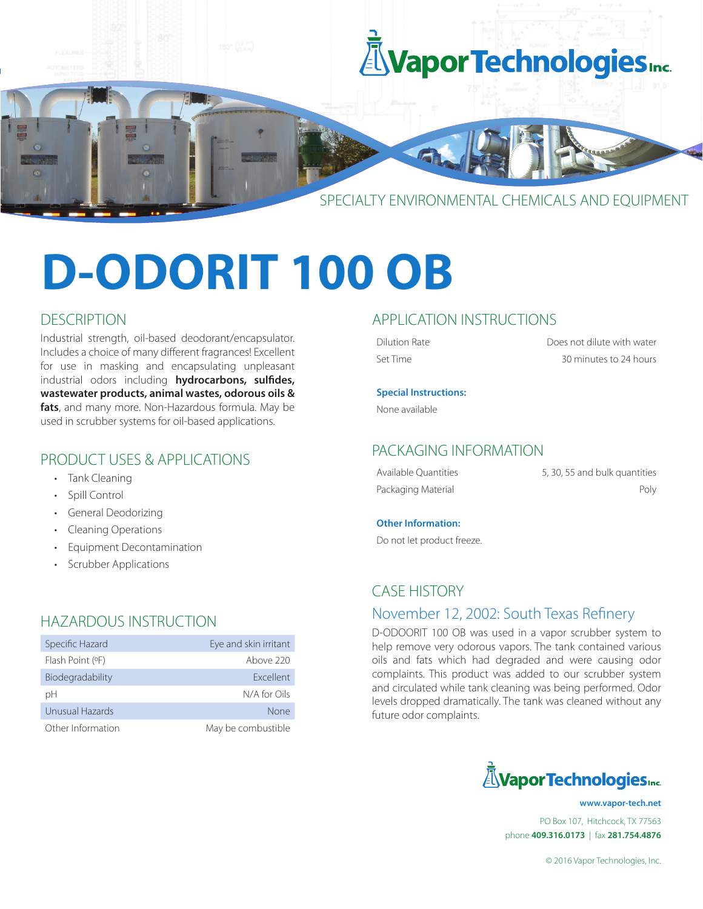Vapor Technologies Inc.

SPECIALTY ENVIRONMENTAL CHEMICALS AND EQUIPMENT

# D-ODORIT 100 OB

## DESCRIPTION

Industrial strength, oil-based deodorant/encapsulator. Includes a choice of many different fragrances! Excellent for use in masking and encapsulating unpleasant industrial odors including **hydrocarbons, sulfides, wastewater products, animal wastes, odorous oils & fats**, and many more. Non-Hazardous formula. May be used in scrubber systems for oil-based applications.

## PRODUCT USES & APPLICATIONS

- Tank Cleaning
- Spill Control
- General Deodorizing
- Cleaning Operations
- Equipment Decontamination
- Scrubber Applications

## HAZARDOUS INSTRUCTION

| | |
|---|---|
| Specific Hazard | Eye and skin irritant |
| Flash Point (ºF) | Above 220 |
| Biodegradability | Excellent |
| pH | N/A for Oils |
| Unusual Hazards | None |
| Other Information | May be combustible |

## APPLICATION INSTRUCTIONS

| | |
|---|---|
| Dilution Rate | Does not dilute with water |
| Set Time | 30 minutes to 24 hours |

**Special Instructions:**

None available

## PACKAGING INFORMATION

| | |
|---|---|
| Available Quantities | 5, 30, 55 and bulk quantities |
| Packaging Material | Poly |

**Other Information:**

Do not let product freeze.

## CASE HISTORY

### November 12, 2002: South Texas Refinery

D-ODOORIT 100 OB was used in a vapor scrubber system to help remove very odorous vapors. The tank contained various oils and fats which had degraded and were causing odor complaints. This product was added to our scrubber system and circulated while tank cleaning was being performed. Odor levels dropped dramatically. The tank was cleaned without any future odor complaints.

Vapor Technologies Inc.

**www.vapor-tech.net**

PO Box 107, Hitchcock, TX 77563

phone **409.316.0173** | fax **281.754.4876**

© 2016 Vapor Technologies, Inc.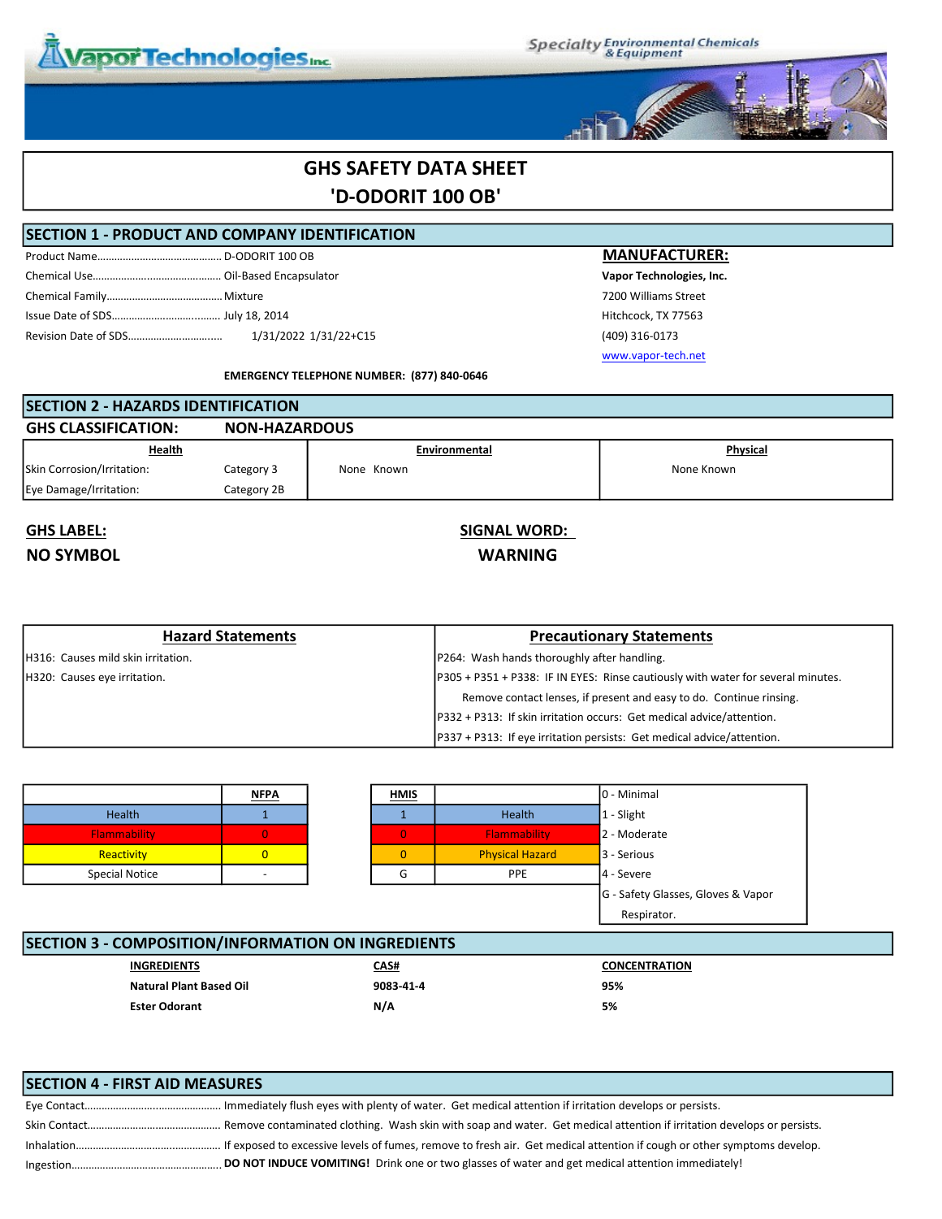# GHS SAFETY DATA SHEET

# 'D-ODORIT 100 OB'

## SECTION 1 - PRODUCT AND COMPANY IDENTIFICATION

Product Name............................................ D-ODORIT 100 OB

Chemical Use............................................ Oil-Based Encapsulator

Chemical Family........................................ Mixture

Issue Date of SDS...................................... July 18, 2014

Revision Date of SDS................................ 1/31/2022 1/31/22+C15

**MANUFACTURER:**

**Vapor Technologies, Inc.**

7200 Williams Street

Hitchcock, TX 77563

(409) 316-0173

www.vapor-tech.net

**EMERGENCY TELEPHONE NUMBER: (877) 840-0646**

## SECTION 2 - HAZARDS IDENTIFICATION

**GHS CLASSIFICATION: NON-HAZARDOUS**

| Health | | Environmental | Physical |
|---|---|---|---|
| Skin Corrosion/Irritation: | Category 3 | None Known | None Known |
| Eye Damage/Irritation: | Category 2B | | |

**GHS LABEL:**

**NO SYMBOL**

**SIGNAL WORD:**

**WARNING**

| Hazard Statements | Precautionary Statements |
|---|---|
| H316: Causes mild skin irritation. | P264: Wash hands thoroughly after handling. |
| H320: Causes eye irritation. | P305 + P351 + P338: IF IN EYES: Rinse cautiously with water for several minutes. Remove contact lenses, if present and easy to do. Continue rinsing. |
| | P332 + P313: If skin irritation occurs: Get medical advice/attention. |
| | P337 + P313: If eye irritation persists: Get medical advice/attention. |

| | NFPA |
|---|---|
| Health | 1 |
| Flammability | 0 |
| Reactivity | 0 |
| Special Notice | - |

| HMIS | | |
|---|---|---|
| | | 0 - Minimal |
| 1 | Health | 1 - Slight |
| 0 | Flammability | 2 - Moderate |
| 0 | Physical Hazard | 3 - Serious |
| G | PPE | 4 - Severe |
| | | G - Safety Glasses, Gloves & Vapor Respirator. |

## SECTION 3 - COMPOSITION/INFORMATION ON INGREDIENTS

| INGREDIENTS | CAS# | CONCENTRATION |
|---|---|---|
| **Natural Plant Based Oil** | **9083-41-4** | **95%** |
| **Ester Odorant** | **N/A** | **5%** |

## SECTION 4 - FIRST AID MEASURES

Eye Contact................................................ Immediately flush eyes with plenty of water. Get medical attention if irritation develops or persists.

Skin Contact.............................................. Remove contaminated clothing. Wash skin with soap and water. Get medical attention if irritation develops or persists.

Inhalation.................................................. If exposed to excessive levels of fumes, remove to fresh air. Get medical attention if cough or other symptoms develop.

Ingestion.................................................... **DO NOT INDUCE VOMITING!** Drink one or two glasses of water and get medical attention immediately!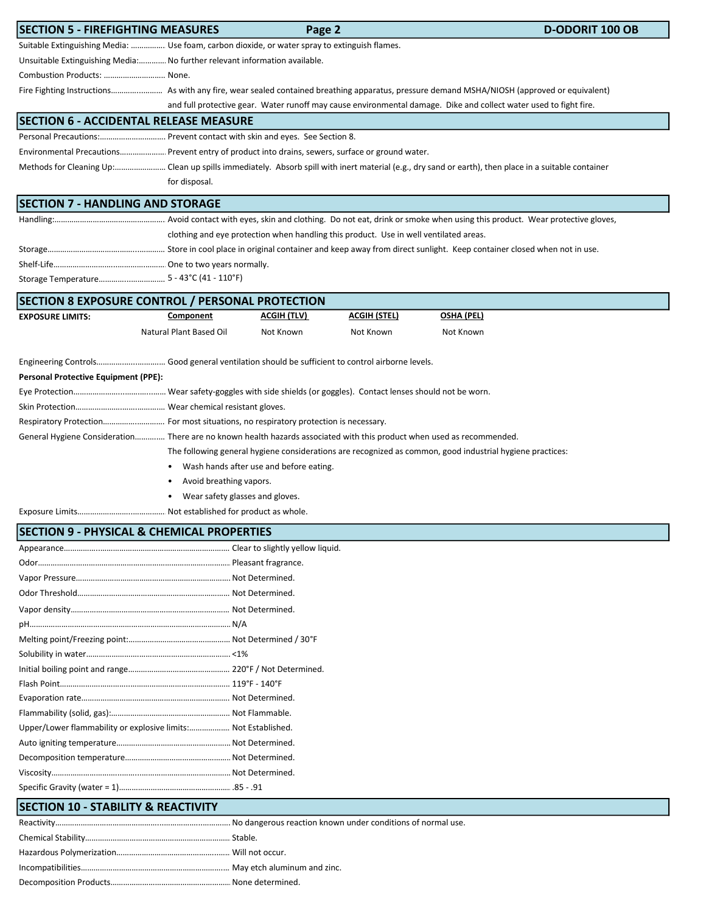## SECTION 5 - FIREFIGHTING MEASURES

Suitable Extinguishing Media: ................ Use foam, carbon dioxide, or water spray to extinguish flames.

Unsuitable Extinguishing Media:............. No further relevant information available.

Combustion Products: ............................ None.

Fire Fighting Instructions........................ As with any fire, wear sealed contained breathing apparatus, pressure demand MSHA/NIOSH (approved or equivalent) and full protective gear. Water runoff may cause environmental damage. Dike and collect water used to fight fire.

## SECTION 6 - ACCIDENTAL RELEASE MEASURE

Personal Precautions:.............................. Prevent contact with skin and eyes. See Section 8.

Environmental Precautions..................... Prevent entry of product into drains, sewers, surface or ground water.

Methods for Cleaning Up:....................... Clean up spills immediately. Absorb spill with inert material (e.g., dry sand or earth), then place in a suitable container for disposal.

## SECTION 7 - HANDLING AND STORAGE

Handling:.................................................. Avoid contact with eyes, skin and clothing. Do not eat, drink or smoke when using this product. Wear protective gloves, clothing and eye protection when handling this product. Use in well ventilated areas.

Storage..................................................... Store in cool place in original container and keep away from direct sunlight. Keep container closed when not in use.

Shelf-Life.................................................. One to two years normally.

Storage Temperature.............................. 5 - 43°C (41 - 110°F)

## SECTION 8 EXPOSURE CONTROL / PERSONAL PROTECTION

| EXPOSURE LIMITS: | Component | ACGIH (TLV) | ACGIH (STEL) | OSHA (PEL) |
|---|---|---|---|---|
| | Natural Plant Based Oil | Not Known | Not Known | Not Known |

Engineering Controls................................ Good general ventilation should be sufficient to control airborne levels.

**Personal Protective Equipment (PPE):**

Eye Protection.......................................... Wear safety-goggles with side shields (or goggles). Contact lenses should not be worn.

Skin Protection......................................... Wear chemical resistant gloves.

Respiratory Protection............................ For most situations, no respiratory protection is necessary.

General Hygiene Consideration............. There are no known health hazards associated with this product when used as recommended. The following general hygiene considerations are recognized as common, good industrial hygiene practices:

- Wash hands after use and before eating.
- Avoid breathing vapors.
- Wear safety glasses and gloves.

Exposure Limits........................................ Not established for product as whole.

## SECTION 9 - PHYSICAL & CHEMICAL PROPERTIES

Appearance............................................. Clear to slightly yellow liquid.

Odor......................................................... Pleasant fragrance.

Vapor Pressure........................................ Not Determined.

Odor Threshold........................................ Not Determined.

Vapor density........................................... Not Determined.

pH............................................................ N/A

Melting point/Freezing point:................. Not Determined / 30°F

Solubility in water.................................... <1%

Initial boiling point and range................ 220°F / Not Determined.

Flash Point................................................ 119°F - 140°F

Evaporation rate...................................... Not Determined.

Flammability (solid, gas):........................ Not Flammable.

Upper/Lower flammability or explosive limits:................... Not Established.

Auto igniting temperature...................... Not Determined.

Decomposition temperature.................. Not Determined.

Viscosity................................................... Not Determined.

Specific Gravity (water = 1)..................... .85 - .91

## SECTION 10 - STABILITY & REACTIVITY

Reactivity................................................. No dangerous reaction known under conditions of normal use.

Chemical Stability.................................... Stable.

Hazardous Polymerization...................... Will not occur.

Incompatibilities...................................... May etch aluminum and zinc.

Decomposition Products......................... None determined.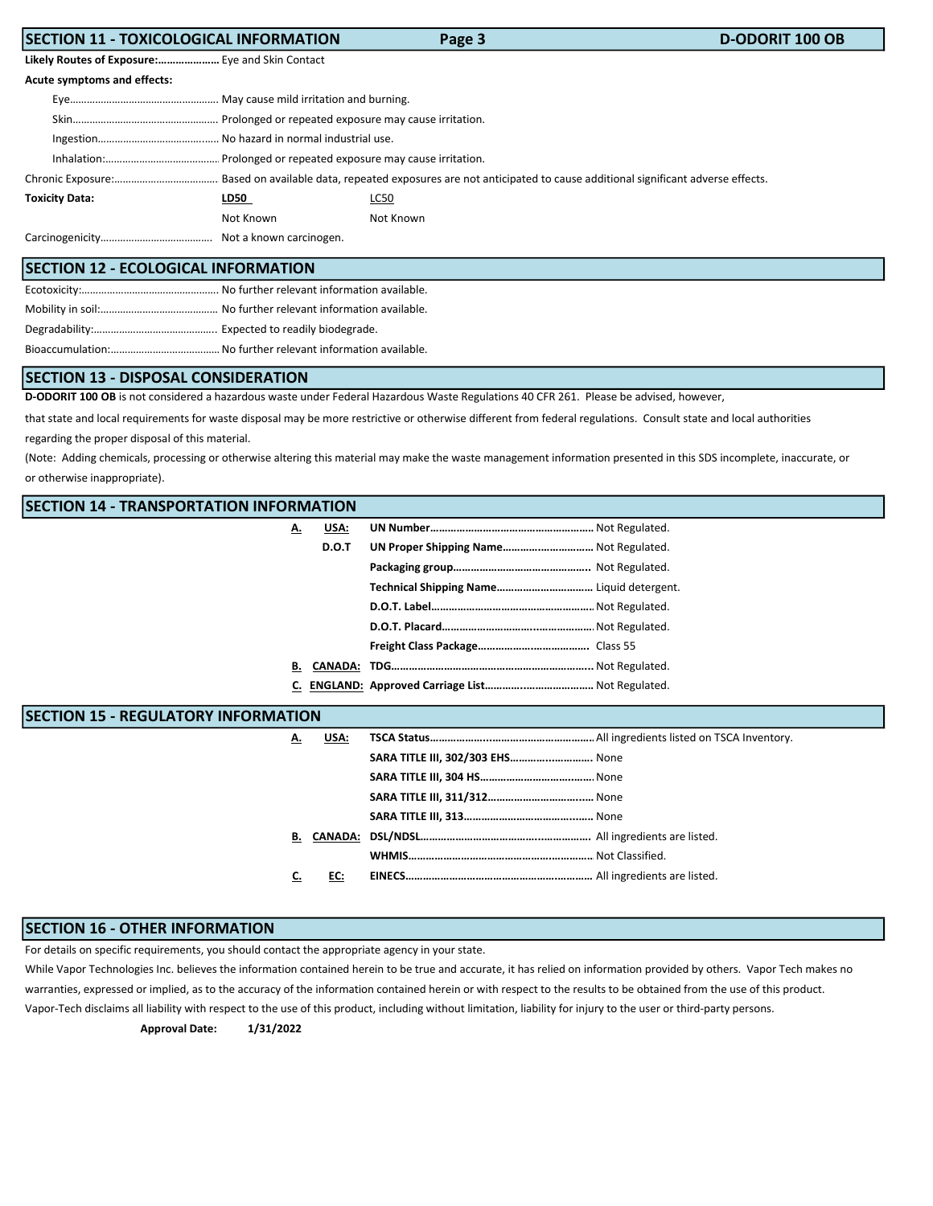## SECTION 11 - TOXICOLOGICAL INFORMATION

**Likely Routes of Exposure:** Eye and Skin Contact

**Acute symptoms and effects:**

Eye: May cause mild irritation and burning.

Skin: Prolonged or repeated exposure may cause irritation.

Ingestion: No hazard in normal industrial use.

Inhalation: Prolonged or repeated exposure may cause irritation.

Chronic Exposure: Based on available data, repeated exposures are not anticipated to cause additional significant adverse effects.

| **Toxicity Data:** | **LD50** | LC50 |
|---|---|---|
| | Not Known | Not Known |

Carcinogenicity: Not a known carcinogen.

## SECTION 12 - ECOLOGICAL INFORMATION

Ecotoxicity: No further relevant information available.

Mobility in soil: No further relevant information available.

Degradability: Expected to readily biodegrade.

Bioaccumulation: No further relevant information available.

## SECTION 13 - DISPOSAL CONSIDERATION

**D-ODORIT 100 OB** is not considered a hazardous waste under Federal Hazardous Waste Regulations 40 CFR 261. Please be advised, however, that state and local requirements for waste disposal may be more restrictive or otherwise different from federal regulations. Consult state and local authorities regarding the proper disposal of this material.

(Note: Adding chemicals, processing or otherwise altering this material may make the waste management information presented in this SDS incomplete, inaccurate, or or otherwise inappropriate).

## SECTION 14 - TRANSPORTATION INFORMATION

**A. USA: D.O.T**

- **UN Number:** Not Regulated.
- **UN Proper Shipping Name:** Not Regulated.
- **Packaging group:** Not Regulated.
- **Technical Shipping Name:** Liquid detergent.
- **D.O.T. Label:** Not Regulated.
- **D.O.T. Placard:** Not Regulated.
- **Freight Class Package:** Class 55

**B. CANADA:** **TDG:** Not Regulated.

**C. ENGLAND:** **Approved Carriage List:** Not Regulated.

## SECTION 15 - REGULATORY INFORMATION

**A. USA:**

- **TSCA Status:** All ingredients listed on TSCA Inventory.
- **SARA TITLE III, 302/303 EHS:** None
- **SARA TITLE III, 304 HS:** None
- **SARA TITLE III, 311/312:** None
- **SARA TITLE III, 313:** None

**B. CANADA:**

- **DSL/NDSL:** All ingredients are listed.
- **WHMIS:** Not Classified.

**C. EC:**

- **EINECS:** All ingredients are listed.

## SECTION 16 - OTHER INFORMATION

For details on specific requirements, you should contact the appropriate agency in your state.

While Vapor Technologies Inc. believes the information contained herein to be true and accurate, it has relied on information provided by others. Vapor Tech makes no warranties, expressed or implied, as to the accuracy of the information contained herein or with respect to the results to be obtained from the use of this product. Vapor-Tech disclaims all liability with respect to the use of this product, including without limitation, liability for injury to the user or third-party persons.

**Approval Date:** **1/31/2022**